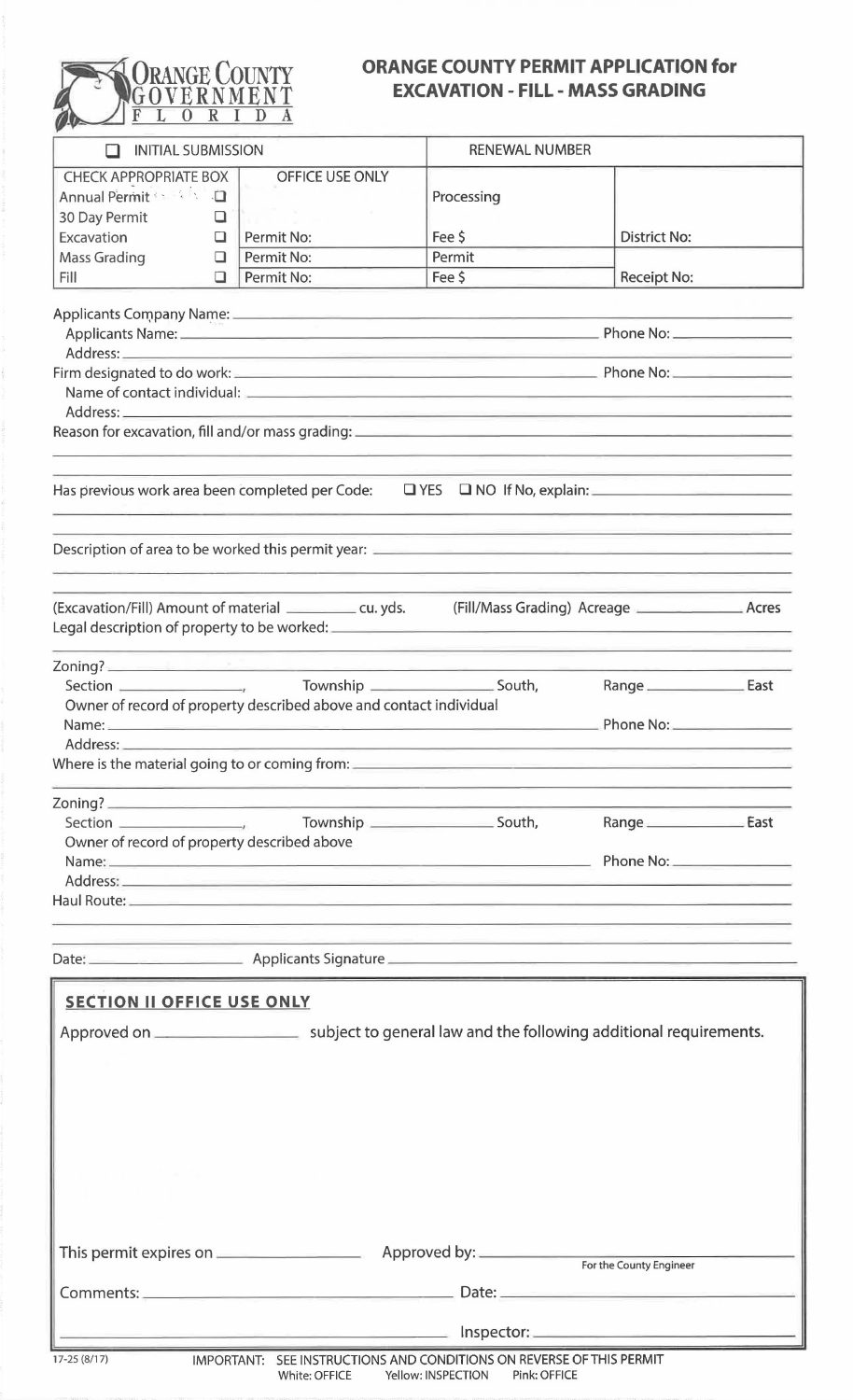ORANGE COUNTY GOVERNMENT FLORIDA

# ORANGE COUNTY PERMIT APPLICATION for EXCAVATION - FILL - MASS GRADING

| ☐ INITIAL SUBMISSION | | RENEWAL NUMBER | |
|---|---|---|---|
| CHECK APPROPRIATE BOX | OFFICE USE ONLY | | |
| Annual Permit ☐ | | Processing | |
| 30 Day Permit ☐ | | | |
| Excavation ☐ | Permit No: | Fee $ | District No: |
| Mass Grading ☐ | Permit No: | Permit | |
| Fill ☐ | Permit No: | Fee $ | Receipt No: |

Applicants Company Name: ______________________________

Applicants Name: ______________________________ Phone No: ______________

Address: ______________________________

Firm designated to do work: ______________________________ Phone No: ______________

Name of contact individual: ______________________________

Address: ______________________________

Reason for excavation, fill and/or mass grading: ______________________________

Has previous work area been completed per Code: ☐ YES ☐ NO If No, explain: ______________

Description of area to be worked this permit year: ______________________________

(Excavation/Fill) Amount of material __________ cu. yds. (Fill/Mass Grading) Acreage __________ Acres

Legal description of property to be worked: ______________________________

Zoning? ______________________________

Section __________, Township __________ South, Range __________ East

Owner of record of property described above and contact individual

Name: ______________________________ Phone No: ______________

Address: ______________________________

Where is the material going to or coming from: ______________________________

Zoning? ______________________________

Section __________, Township __________ South, Range __________ East

Owner of record of property described above

Name: ______________________________ Phone No: ______________

Address: ______________________________

Haul Route: ______________________________

Date: ______________ Applicants Signature ______________________________

## SECTION II OFFICE USE ONLY

Approved on ______________ subject to general law and the following additional requirements.

This permit expires on ______________ Approved by: ______________________________
For the County Engineer

Comments: ______________________________ Date: ______________

______________________________ Inspector: ______________

17-25 (8/17) IMPORTANT: SEE INSTRUCTIONS AND CONDITIONS ON REVERSE OF THIS PERMIT
White: OFFICE Yellow: INSPECTION Pink: OFFICE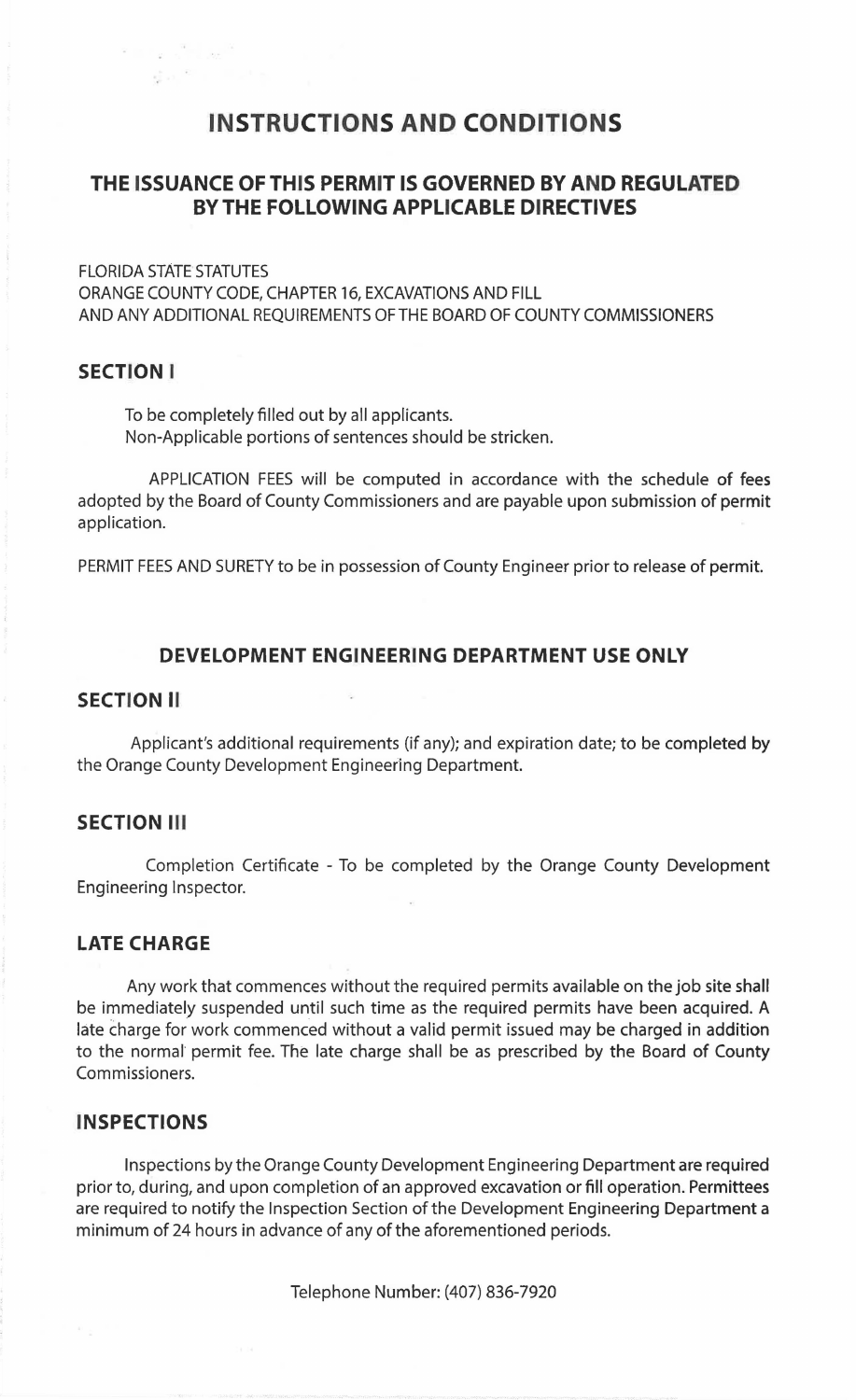# INSTRUCTIONS AND CONDITIONS

## THE ISSUANCE OF THIS PERMIT IS GOVERNED BY AND REGULATED BY THE FOLLOWING APPLICABLE DIRECTIVES

FLORIDA STATE STATUTES
ORANGE COUNTY CODE, CHAPTER 16, EXCAVATIONS AND FILL
AND ANY ADDITIONAL REQUIREMENTS OF THE BOARD OF COUNTY COMMISSIONERS

### SECTION I

To be completely filled out by all applicants.
Non-Applicable portions of sentences should be stricken.

APPLICATION FEES will be computed in accordance with the schedule of fees adopted by the Board of County Commissioners and are payable upon submission of permit application.

PERMIT FEES AND SURETY to be in possession of County Engineer prior to release of permit.

## DEVELOPMENT ENGINEERING DEPARTMENT USE ONLY

### SECTION II

Applicant's additional requirements (if any); and expiration date; to be completed by the Orange County Development Engineering Department.

### SECTION III

Completion Certificate - To be completed by the Orange County Development Engineering Inspector.

### LATE CHARGE

Any work that commences without the required permits available on the job site shall be immediately suspended until such time as the required permits have been acquired. A late charge for work commenced without a valid permit issued may be charged in addition to the normal permit fee. The late charge shall be as prescribed by the Board of County Commissioners.

### INSPECTIONS

Inspections by the Orange County Development Engineering Department are required prior to, during, and upon completion of an approved excavation or fill operation. Permittees are required to notify the Inspection Section of the Development Engineering Department a minimum of 24 hours in advance of any of the aforementioned periods.

Telephone Number: (407) 836-7920